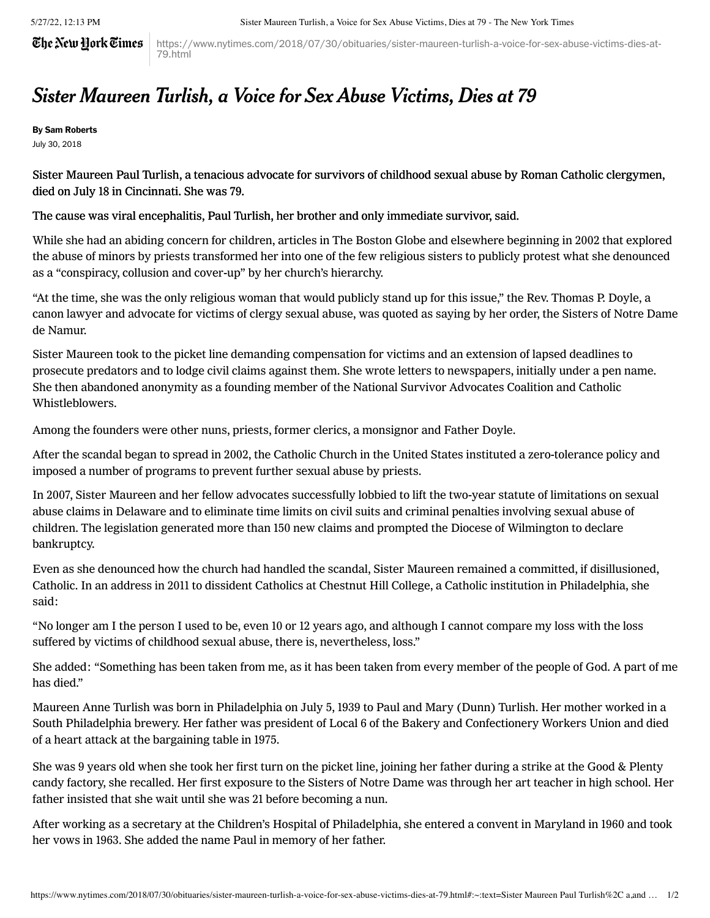# *Sister Maureen Turlish, a Voice for Sex Abuse Victims, Dies at 79*

**By Sam Roberts**

July 30, 2018

Sister Maureen Paul Turlish, a tenacious advocate for survivors of childhood sexual abuse by Roman Catholic clergymen, died on July 18 in Cincinnati. She was 79.

The cause was viral encephalitis, Paul Turlish, her brother and only immediate survivor, said.

While she had an abiding concern for children, articles in The Boston Globe and elsewhere beginning in 2002 that explored the abuse of minors by priests transformed her into one of the few religious sisters to publicly protest what she denounced as a "conspiracy, collusion and cover-up" by her church's hierarchy.

"At the time, she was the only religious woman that would publicly stand up for this issue," the Rev. Thomas P. Doyle, a canon lawyer and advocate for victims of clergy sexual abuse, was quoted as saying by her order, the Sisters of Notre Dame de Namur.

Sister Maureen took to the picket line demanding compensation for victims and an extension of lapsed deadlines to prosecute predators and to lodge civil claims against them. She wrote letters to newspapers, initially under a pen name. She then abandoned anonymity as a founding member of the National Survivor Advocates Coalition and Catholic Whistleblowers.

Among the founders were other nuns, priests, former clerics, a monsignor and Father Doyle.

After the scandal began to spread in 2002, the Catholic Church in the United States instituted a zero-tolerance policy and imposed a number of programs to prevent further sexual abuse by priests.

In 2007, Sister Maureen and her fellow advocates successfully lobbied to lift the two-year statute of limitations on sexual abuse claims in Delaware and to eliminate time limits on civil suits and criminal penalties involving sexual abuse of children. The legislation generated more than 150 new claims and prompted the Diocese of Wilmington to declare bankruptcy.

Even as she denounced how the church had handled the scandal, Sister Maureen remained a committed, if disillusioned, Catholic. In an address in 2011 to dissident Catholics at Chestnut Hill College, a Catholic institution in Philadelphia, she said:

"No longer am I the person I used to be, even 10 or 12 years ago, and although I cannot compare my loss with the loss suffered by victims of childhood sexual abuse, there is, nevertheless, loss."

She added: "Something has been taken from me, as it has been taken from every member of the people of God. A part of me has died."

Maureen Anne Turlish was born in Philadelphia on July 5, 1939 to Paul and Mary (Dunn) Turlish. Her mother worked in a South Philadelphia brewery. Her father was president of Local 6 of the Bakery and Confectionery Workers Union and died of a heart attack at the bargaining table in 1975.

She was 9 years old when she took her first turn on the picket line, joining her father during a strike at the Good & Plenty candy factory, she recalled. Her first exposure to the Sisters of Notre Dame was through her art teacher in high school. Her father insisted that she wait until she was 21 before becoming a nun.

After working as a secretary at the Children's Hospital of Philadelphia, she entered a convent in Maryland in 1960 and took her vows in 1963. She added the name Paul in memory of her father.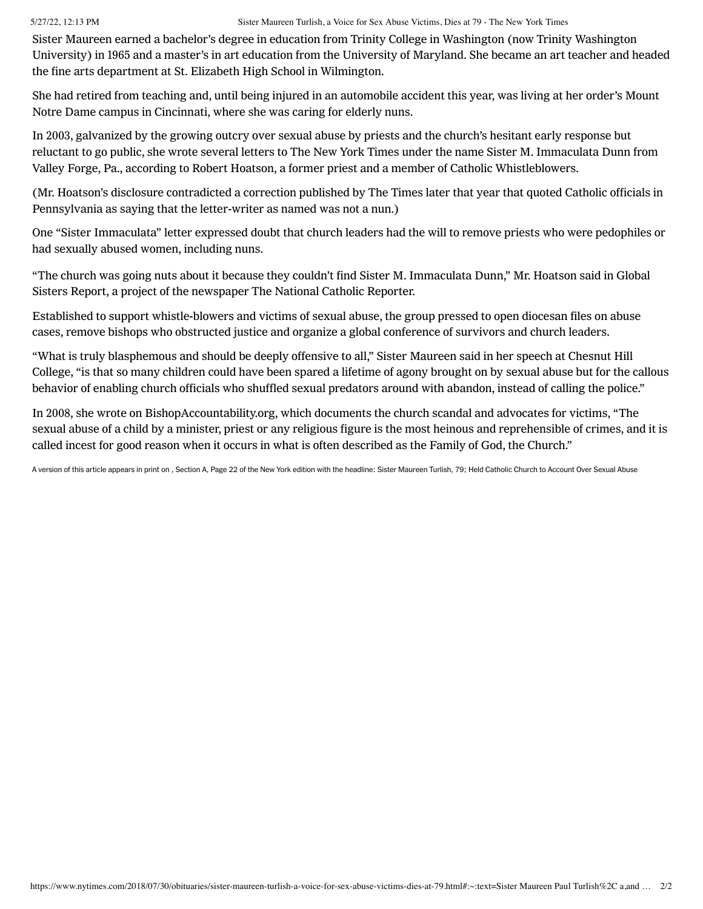Sister Maureen earned a bachelor's degree in education from Trinity College in Washington (now Trinity Washington University) in 1965 and a master's in art education from the University of Maryland. She became an art teacher and headed the fine arts department at St. Elizabeth High School in Wilmington.

She had retired from teaching and, until being injured in an automobile accident this year, was living at her order's Mount Notre Dame campus in Cincinnati, where she was caring for elderly nuns.

In 2003, galvanized by the growing outcry over sexual abuse by priests and the church's hesitant early response but reluctant to go public, she wrote several letters to The New York Times under the name Sister M. Immaculata Dunn from Valley Forge, Pa., according to Robert Hoatson, a former priest and a member of Catholic Whistleblowers.

(Mr. Hoatson's disclosure contradicted a correction published by The Times later that year that quoted Catholic officials in Pennsylvania as saying that the letter-writer as named was not a nun.)

One "Sister Immaculata" letter expressed doubt that church leaders had the will to remove priests who were pedophiles or had sexually abused women, including nuns.

"The church was going nuts about it because they couldn't find Sister M. Immaculata Dunn," Mr. Hoatson said in Global Sisters Report, a project of the newspaper The National Catholic Reporter.

Established to support whistle-blowers and victims of sexual abuse, the group pressed to open diocesan files on abuse cases, remove bishops who obstructed justice and organize a global conference of survivors and church leaders.

"What is truly blasphemous and should be deeply offensive to all," Sister Maureen said in her speech at Chesnut Hill College, "is that so many children could have been spared a lifetime of agony brought on by sexual abuse but for the callous behavior of enabling church officials who shuffled sexual predators around with abandon, instead of calling the police."

In 2008, she wrote on BishopAccountability.org, which documents the church scandal and advocates for victims, "The sexual abuse of a child by a minister, priest or any religious figure is the most heinous and reprehensible of crimes, and it is called incest for good reason when it occurs in what is often described as the Family of God, the Church."

A version of this article appears in print on , Section A, Page 22 of the New York edition with the headline: Sister Maureen Turlish, 79; Held Catholic Church to Account Over Sexual Abuse